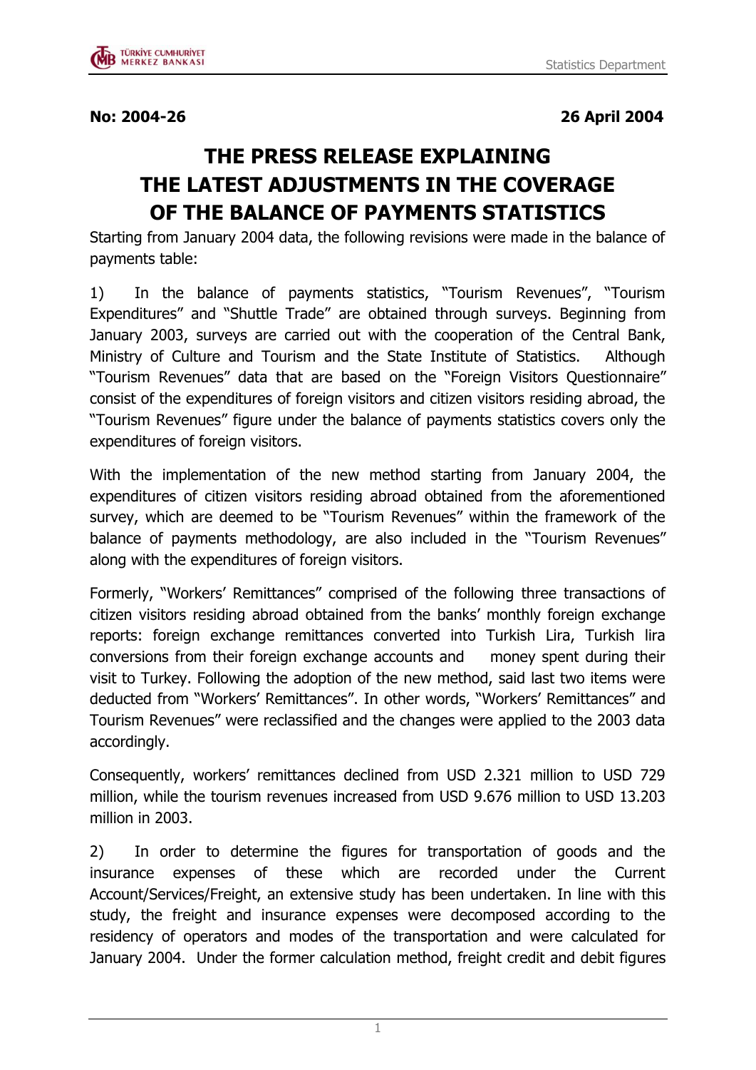**No: 2004-26** **26 April 2004**

# THE PRESS RELEASE EXPLAINING THE LATEST ADJUSTMENTS IN THE COVERAGE OF THE BALANCE OF PAYMENTS STATISTICS

Starting from January 2004 data, the following revisions were made in the balance of payments table:

1) In the balance of payments statistics, "Tourism Revenues", "Tourism Expenditures" and "Shuttle Trade" are obtained through surveys. Beginning from January 2003, surveys are carried out with the cooperation of the Central Bank, Ministry of Culture and Tourism and the State Institute of Statistics. Although "Tourism Revenues" data that are based on the "Foreign Visitors Questionnaire" consist of the expenditures of foreign visitors and citizen visitors residing abroad, the "Tourism Revenues" figure under the balance of payments statistics covers only the expenditures of foreign visitors.

With the implementation of the new method starting from January 2004, the expenditures of citizen visitors residing abroad obtained from the aforementioned survey, which are deemed to be "Tourism Revenues" within the framework of the balance of payments methodology, are also included in the "Tourism Revenues" along with the expenditures of foreign visitors.

Formerly, "Workers' Remittances" comprised of the following three transactions of citizen visitors residing abroad obtained from the banks' monthly foreign exchange reports: foreign exchange remittances converted into Turkish Lira, Turkish lira conversions from their foreign exchange accounts and money spent during their visit to Turkey. Following the adoption of the new method, said last two items were deducted from "Workers' Remittances". In other words, "Workers' Remittances" and Tourism Revenues" were reclassified and the changes were applied to the 2003 data accordingly.

Consequently, workers' remittances declined from USD 2.321 million to USD 729 million, while the tourism revenues increased from USD 9.676 million to USD 13.203 million in 2003.

2) In order to determine the figures for transportation of goods and the insurance expenses of these which are recorded under the Current Account/Services/Freight, an extensive study has been undertaken. In line with this study, the freight and insurance expenses were decomposed according to the residency of operators and modes of the transportation and were calculated for January 2004. Under the former calculation method, freight credit and debit figures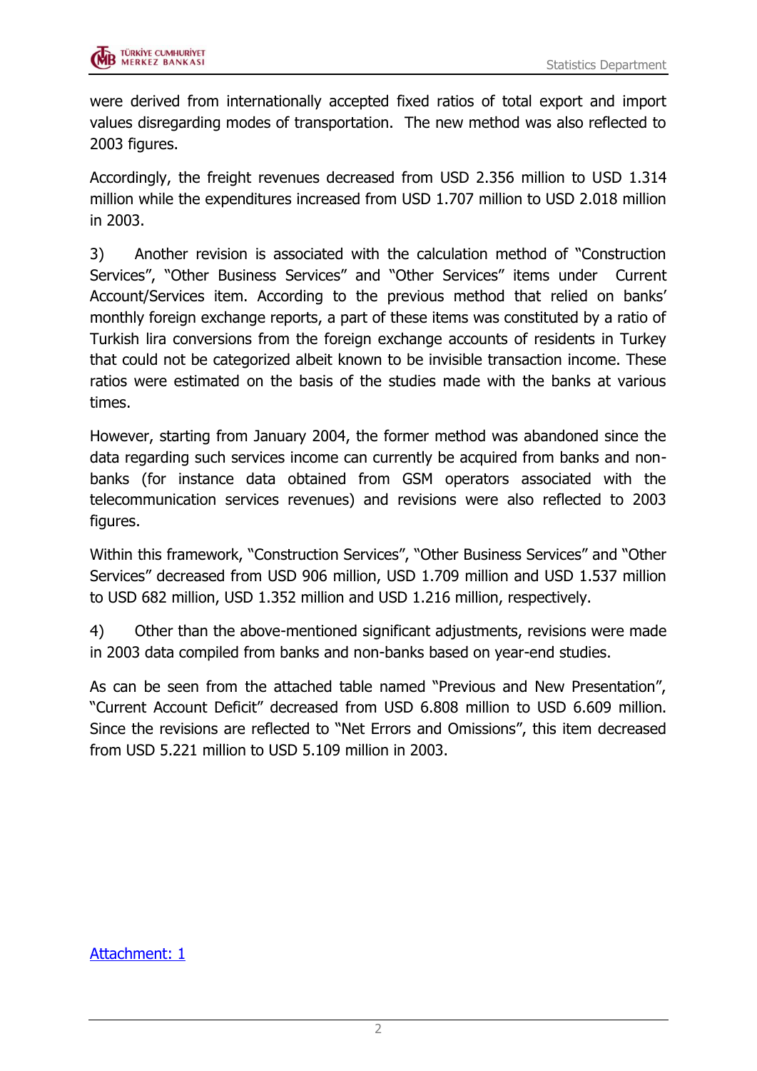were derived from internationally accepted fixed ratios of total export and import values disregarding modes of transportation. The new method was also reflected to 2003 figures.

Accordingly, the freight revenues decreased from USD 2.356 million to USD 1.314 million while the expenditures increased from USD 1.707 million to USD 2.018 million in 2003.

3) Another revision is associated with the calculation method of "Construction Services", "Other Business Services" and "Other Services" items under Current Account/Services item. According to the previous method that relied on banks' monthly foreign exchange reports, a part of these items was constituted by a ratio of Turkish lira conversions from the foreign exchange accounts of residents in Turkey that could not be categorized albeit known to be invisible transaction income. These ratios were estimated on the basis of the studies made with the banks at various times.

However, starting from January 2004, the former method was abandoned since the data regarding such services income can currently be acquired from banks and non-banks (for instance data obtained from GSM operators associated with the telecommunication services revenues) and revisions were also reflected to 2003 figures.

Within this framework, "Construction Services", "Other Business Services" and "Other Services" decreased from USD 906 million, USD 1.709 million and USD 1.537 million to USD 682 million, USD 1.352 million and USD 1.216 million, respectively.

4) Other than the above-mentioned significant adjustments, revisions were made in 2003 data compiled from banks and non-banks based on year-end studies.

As can be seen from the attached table named "Previous and New Presentation", "Current Account Deficit" decreased from USD 6.808 million to USD 6.609 million. Since the revisions are reflected to "Net Errors and Omissions", this item decreased from USD 5.221 million to USD 5.109 million in 2003.

Attachment: 1